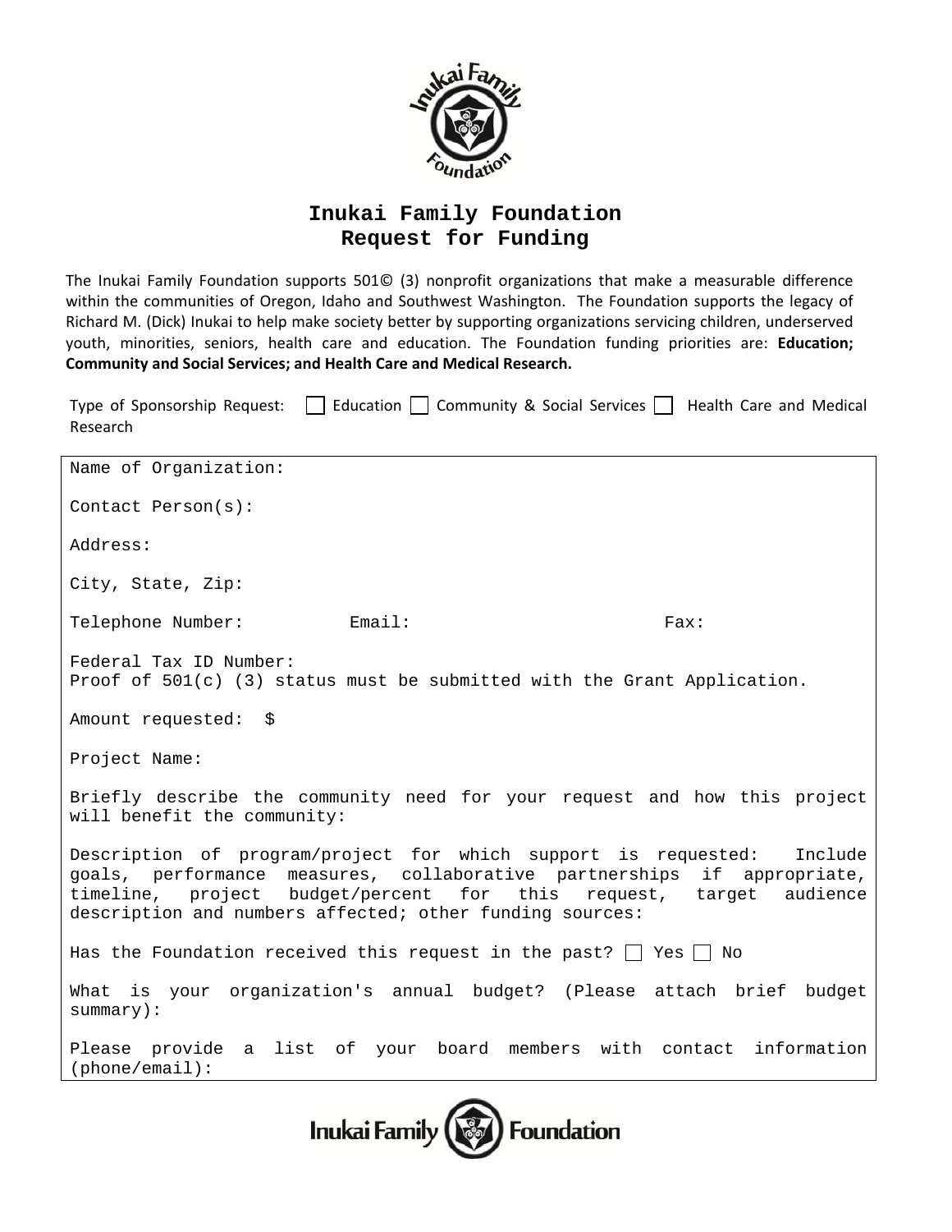# Inukai Family Foundation
## Request for Funding

The Inukai Family Foundation supports 501© (3) nonprofit organizations that make a measurable difference within the communities of Oregon, Idaho and Southwest Washington. The Foundation supports the legacy of Richard M. (Dick) Inukai to help make society better by supporting organizations servicing children, underserved youth, minorities, seniors, health care and education. The Foundation funding priorities are: **Education; Community and Social Services; and Health Care and Medical Research.**

Type of Sponsorship Request: ☐ Education ☐ Community & Social Services ☐ Health Care and Medical Research

Name of Organization:

Contact Person(s):

Address:

City, State, Zip:

Telephone Number: Email: Fax:

Federal Tax ID Number:
Proof of 501(c) (3) status must be submitted with the Grant Application.

Amount requested: $

Project Name:

Briefly describe the community need for your request and how this project will benefit the community:

Description of program/project for which support is requested: Include goals, performance measures, collaborative partnerships if appropriate, timeline, project budget/percent for this request, target audience description and numbers affected; other funding sources:

Has the Foundation received this request in the past? ☐ Yes ☐ No

What is your organization's annual budget? (Please attach brief budget summary):

Please provide a list of your board members with contact information (phone/email):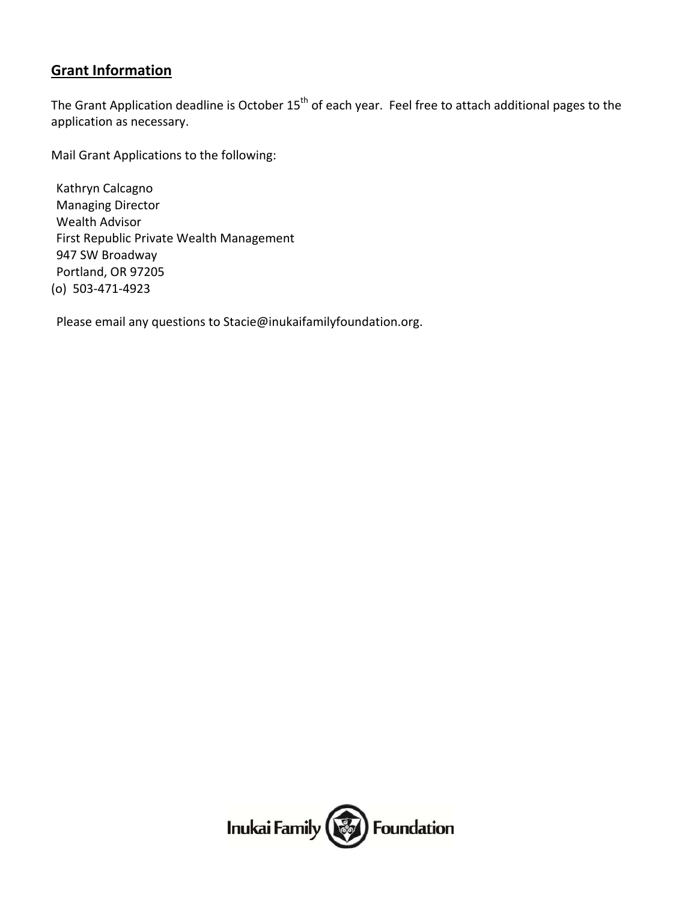## **Grant Information**

The Grant Application deadline is October 15th of each year. Feel free to attach additional pages to the application as necessary.

Mail Grant Applications to the following:

Kathryn Calcagno
Managing Director
Wealth Advisor
First Republic Private Wealth Management
947 SW Broadway
Portland, OR 97205
(o) 503-471-4923

Please email any questions to Stacie@inukaifamilyfoundation.org.

Inukai Family Foundation